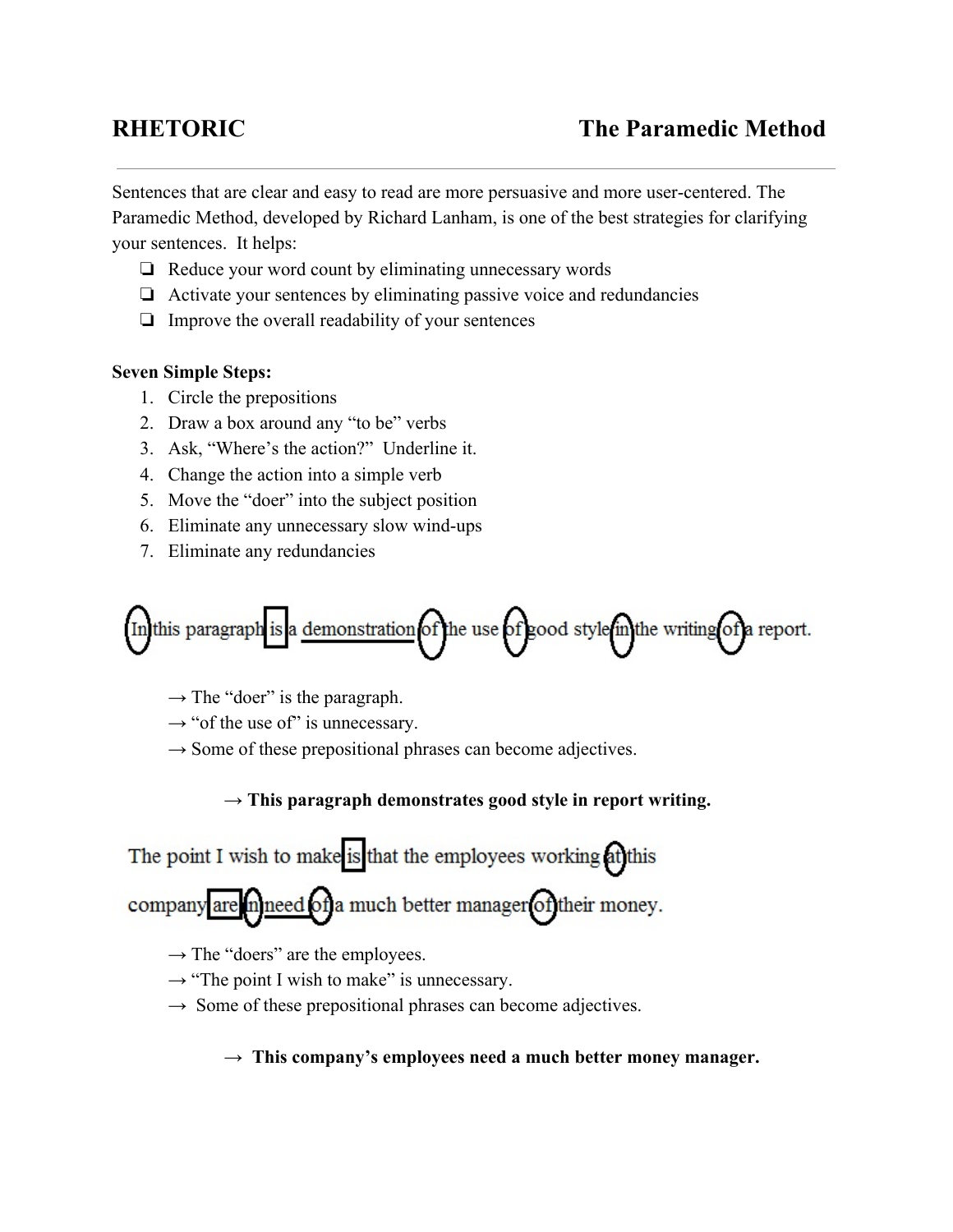# RHETORIC — The Paramedic Method

Sentences that are clear and easy to read are more persuasive and more user-centered. The Paramedic Method, developed by Richard Lanham, is one of the best strategies for clarifying your sentences. It helps:

- Reduce your word count by eliminating unnecessary words
- Activate your sentences by eliminating passive voice and redundancies
- Improve the overall readability of your sentences

**Seven Simple Steps:**

1. Circle the prepositions
2. Draw a box around any "to be" verbs
3. Ask, "Where's the action?" Underline it.
4. Change the action into a simple verb
5. Move the "doer" into the subject position
6. Eliminate any unnecessary slow wind-ups
7. Eliminate any redundancies

In this paragraph is a demonstration of the use of good style in the writing of a report.

→ The "doer" is the paragraph.
→ "of the use of" is unnecessary.
→ Some of these prepositional phrases can become adjectives.

**→ This paragraph demonstrates good style in report writing.**

The point I wish to make is that the employees working at this company are in need of a much better manager of their money.

→ The "doers" are the employees.
→ "The point I wish to make" is unnecessary.
→ Some of these prepositional phrases can become adjectives.

**→ This company's employees need a much better money manager.**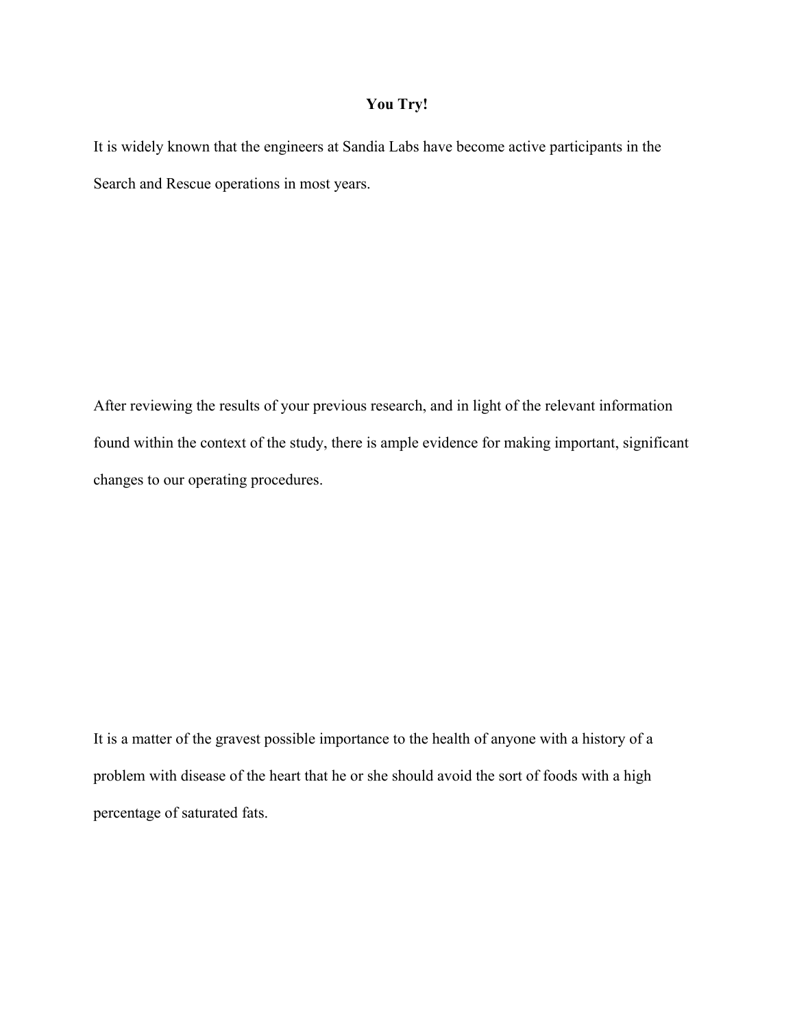**You Try!**

It is widely known that the engineers at Sandia Labs have become active participants in the Search and Rescue operations in most years.

After reviewing the results of your previous research, and in light of the relevant information found within the context of the study, there is ample evidence for making important, significant changes to our operating procedures.

It is a matter of the gravest possible importance to the health of anyone with a history of a problem with disease of the heart that he or she should avoid the sort of foods with a high percentage of saturated fats.